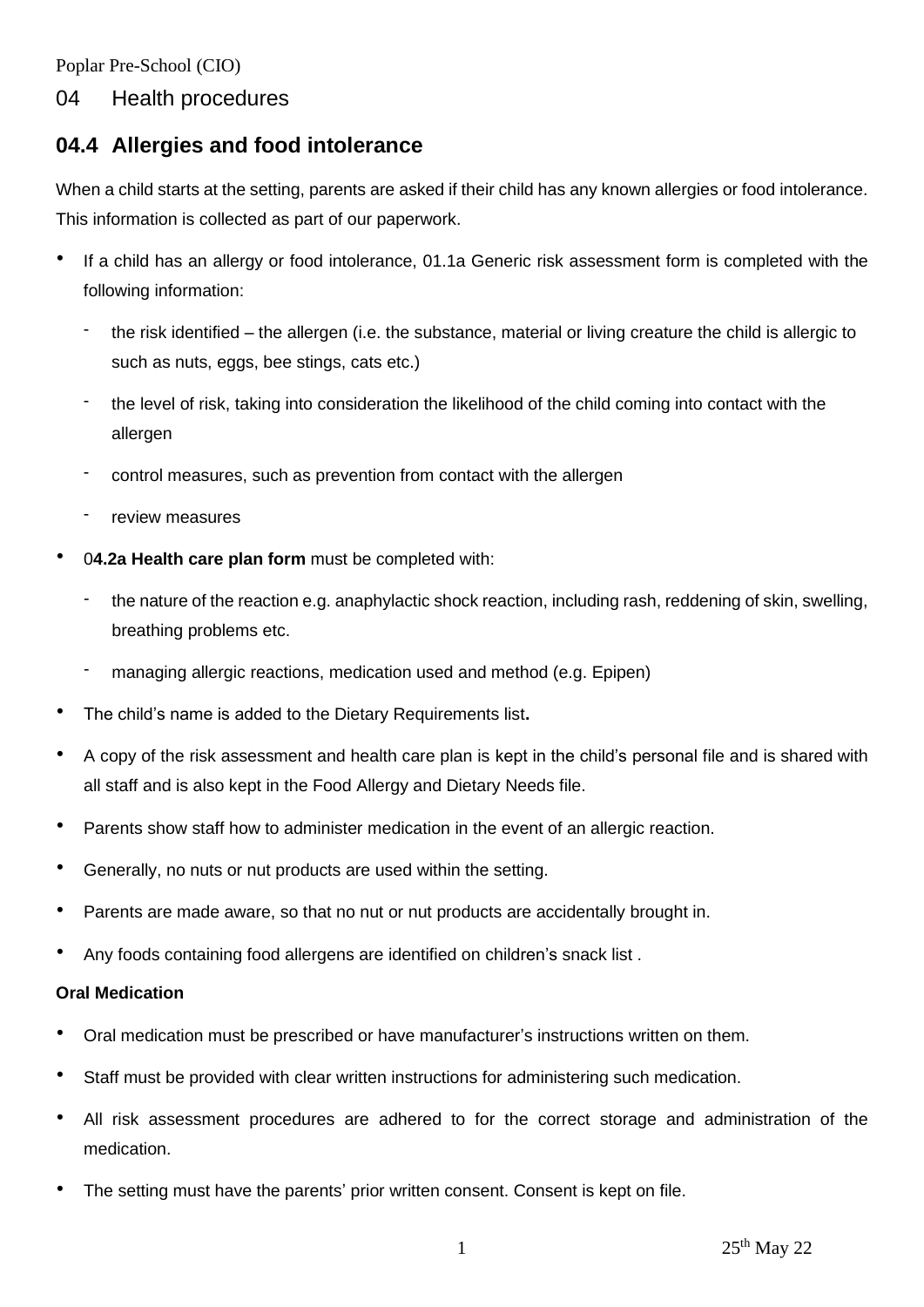Poplar Pre-School (CIO)

# 04 Health procedures

## 04.4 Allergies and food intolerance

When a child starts at the setting, parents are asked if their child has any known allergies or food intolerance. This information is collected as part of our paperwork.

- If a child has an allergy or food intolerance, 01.1a Generic risk assessment form is completed with the following information:
  - the risk identified – the allergen (i.e. the substance, material or living creature the child is allergic to such as nuts, eggs, bee stings, cats etc.)
  - the level of risk, taking into consideration the likelihood of the child coming into contact with the allergen
  - control measures, such as prevention from contact with the allergen
  - review measures
- 0**4.2a Health care plan form** must be completed with:
  - the nature of the reaction e.g. anaphylactic shock reaction, including rash, reddening of skin, swelling, breathing problems etc.
  - managing allergic reactions, medication used and method (e.g. Epipen)
- The child's name is added to the Dietary Requirements list**.**
- A copy of the risk assessment and health care plan is kept in the child's personal file and is shared with all staff and is also kept in the Food Allergy and Dietary Needs file.
- Parents show staff how to administer medication in the event of an allergic reaction.
- Generally, no nuts or nut products are used within the setting.
- Parents are made aware, so that no nut or nut products are accidentally brought in.
- Any foods containing food allergens are identified on children's snack list .

**Oral Medication**

- Oral medication must be prescribed or have manufacturer's instructions written on them.
- Staff must be provided with clear written instructions for administering such medication.
- All risk assessment procedures are adhered to for the correct storage and administration of the medication.
- The setting must have the parents' prior written consent. Consent is kept on file.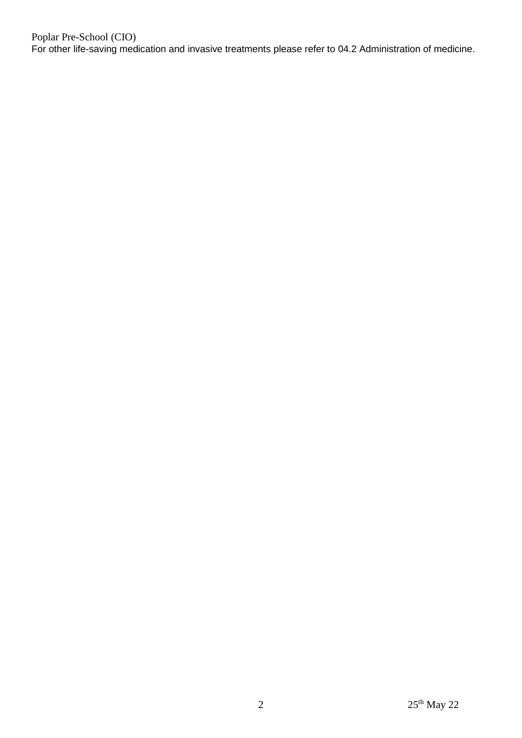For other life-saving medication and invasive treatments please refer to 04.2 Administration of medicine.